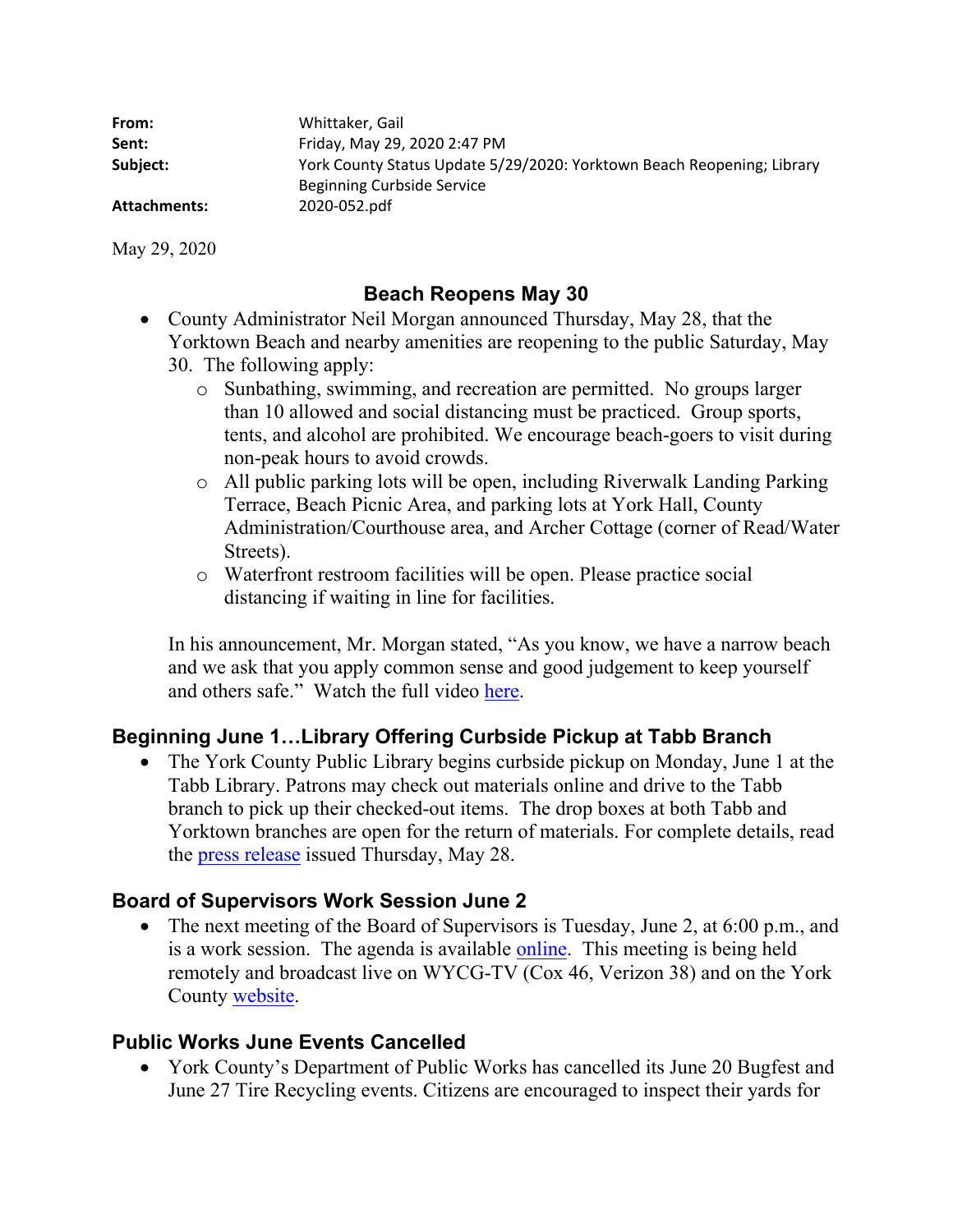**From:** Whittaker, Gail
**Sent:** Friday, May 29, 2020 2:47 PM
**Subject:** York County Status Update 5/29/2020: Yorktown Beach Reopening; Library Beginning Curbside Service
**Attachments:** 2020-052.pdf

May 29, 2020

## Beach Reopens May 30

- County Administrator Neil Morgan announced Thursday, May 28, that the Yorktown Beach and nearby amenities are reopening to the public Saturday, May 30. The following apply:
  - Sunbathing, swimming, and recreation are permitted. No groups larger than 10 allowed and social distancing must be practiced. Group sports, tents, and alcohol are prohibited. We encourage beach-goers to visit during non-peak hours to avoid crowds.
  - All public parking lots will be open, including Riverwalk Landing Parking Terrace, Beach Picnic Area, and parking lots at York Hall, County Administration/Courthouse area, and Archer Cottage (corner of Read/Water Streets).
  - Waterfront restroom facilities will be open. Please practice social distancing if waiting in line for facilities.

  In his announcement, Mr. Morgan stated, "As you know, we have a narrow beach and we ask that you apply common sense and good judgement to keep yourself and others safe." Watch the full video here.

## Beginning June 1…Library Offering Curbside Pickup at Tabb Branch

- The York County Public Library begins curbside pickup on Monday, June 1 at the Tabb Library. Patrons may check out materials online and drive to the Tabb branch to pick up their checked-out items. The drop boxes at both Tabb and Yorktown branches are open for the return of materials. For complete details, read the press release issued Thursday, May 28.

## Board of Supervisors Work Session June 2

- The next meeting of the Board of Supervisors is Tuesday, June 2, at 6:00 p.m., and is a work session. The agenda is available online. This meeting is being held remotely and broadcast live on WYCG-TV (Cox 46, Verizon 38) and on the York County website.

## Public Works June Events Cancelled

- York County's Department of Public Works has cancelled its June 20 Bugfest and June 27 Tire Recycling events. Citizens are encouraged to inspect their yards for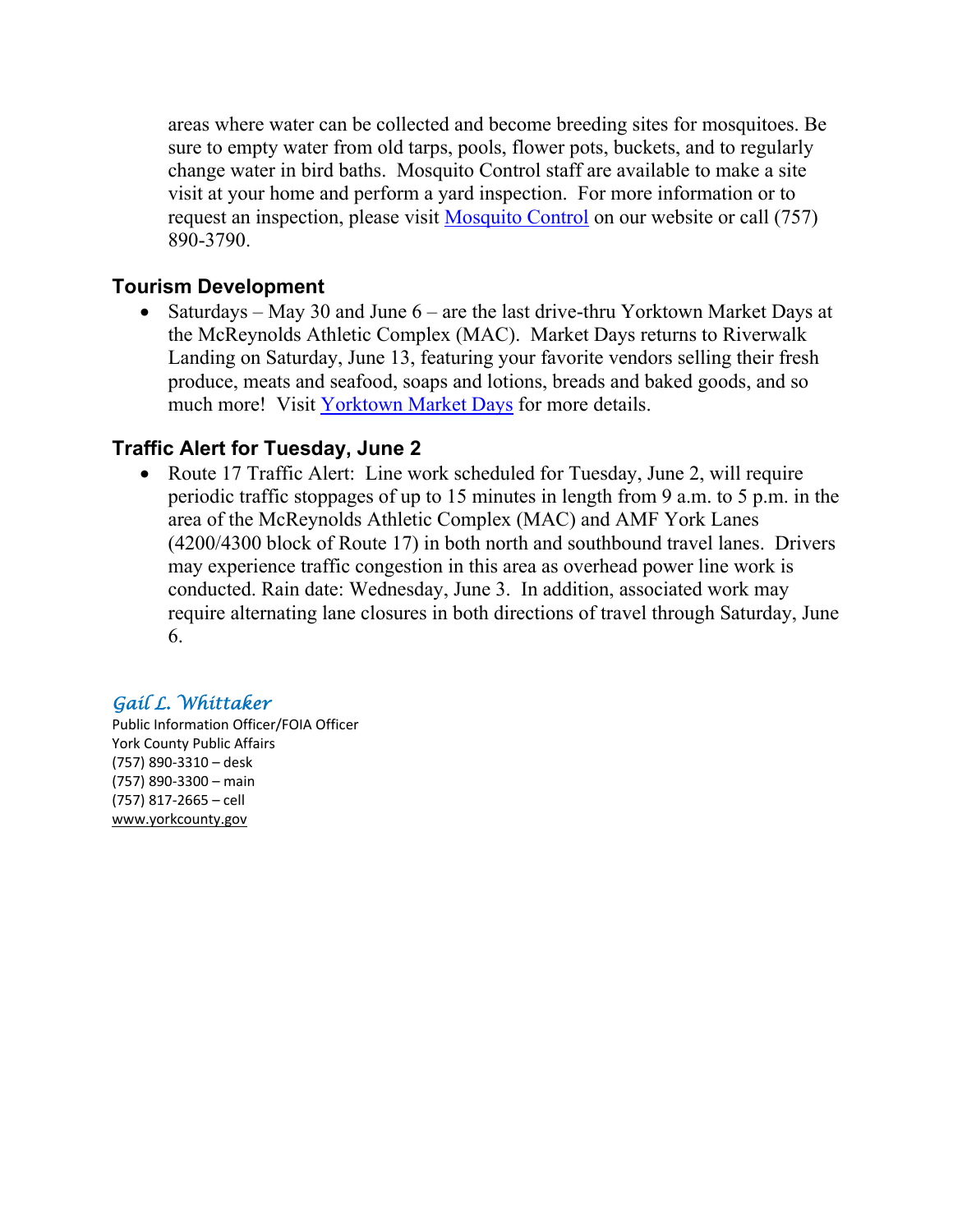areas where water can be collected and become breeding sites for mosquitoes. Be sure to empty water from old tarps, pools, flower pots, buckets, and to regularly change water in bird baths. Mosquito Control staff are available to make a site visit at your home and perform a yard inspection. For more information or to request an inspection, please visit Mosquito Control on our website or call (757) 890-3790.

### Tourism Development

- Saturdays – May 30 and June 6 – are the last drive-thru Yorktown Market Days at the McReynolds Athletic Complex (MAC). Market Days returns to Riverwalk Landing on Saturday, June 13, featuring your favorite vendors selling their fresh produce, meats and seafood, soaps and lotions, breads and baked goods, and so much more! Visit Yorktown Market Days for more details.

### Traffic Alert for Tuesday, June 2

- Route 17 Traffic Alert: Line work scheduled for Tuesday, June 2, will require periodic traffic stoppages of up to 15 minutes in length from 9 a.m. to 5 p.m. in the area of the McReynolds Athletic Complex (MAC) and AMF York Lanes (4200/4300 block of Route 17) in both north and southbound travel lanes. Drivers may experience traffic congestion in this area as overhead power line work is conducted. Rain date: Wednesday, June 3. In addition, associated work may require alternating lane closures in both directions of travel through Saturday, June 6.

*Gail L. Whittaker*
Public Information Officer/FOIA Officer
York County Public Affairs
(757) 890-3310 – desk
(757) 890-3300 – main
(757) 817-2665 – cell
www.yorkcounty.gov